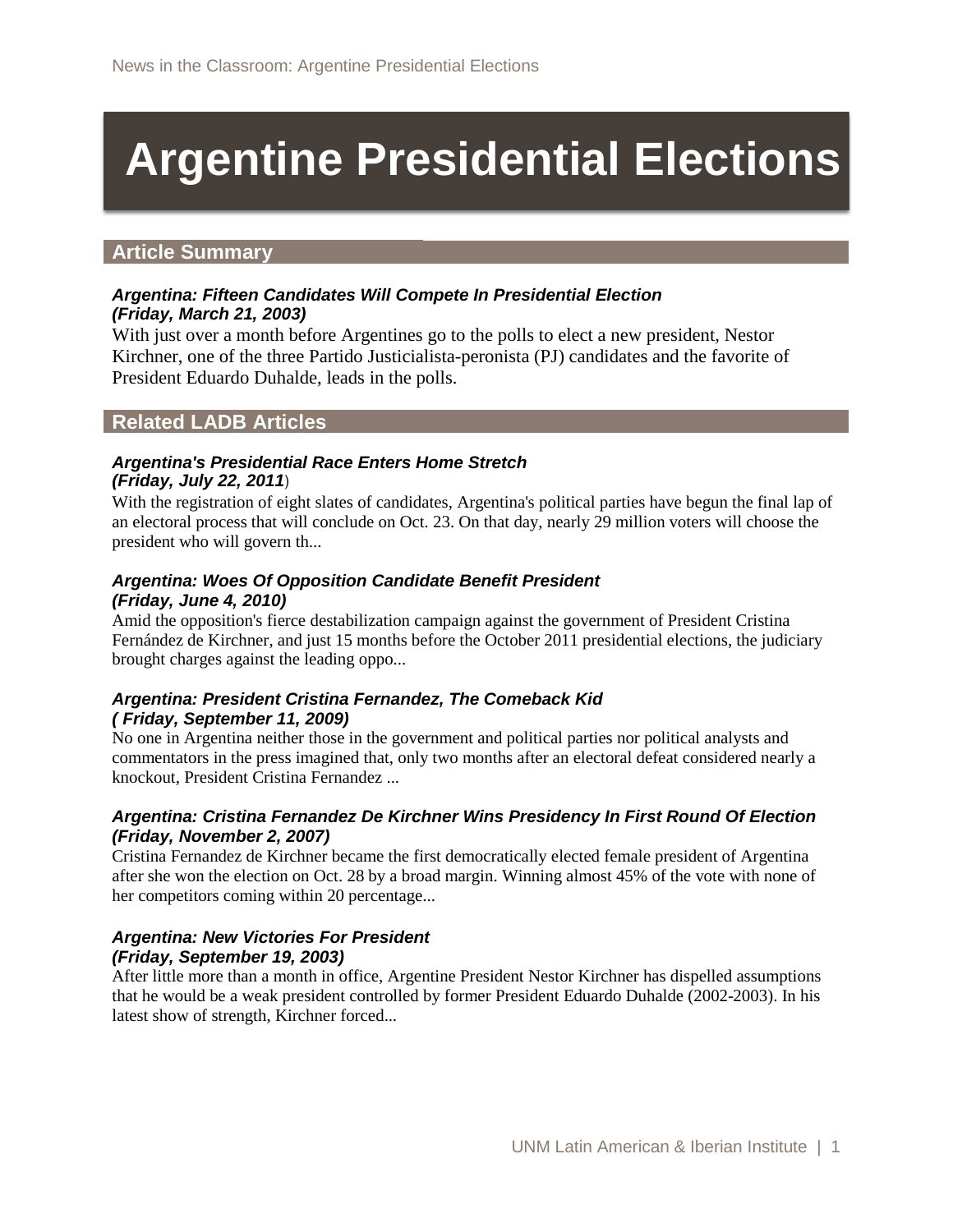# Argentine Presidential Elections

## Article Summary

***Argentina: Fifteen Candidates Will Compete In Presidential Election***
***(Friday, March 21, 2003)***

With just over a month before Argentines go to the polls to elect a new president, Nestor Kirchner, one of the three Partido Justicialista-peronista (PJ) candidates and the favorite of President Eduardo Duhalde, leads in the polls.

## Related LADB Articles

***Argentina's Presidential Race Enters Home Stretch***
***(Friday, July 22, 2011)***

With the registration of eight slates of candidates, Argentina's political parties have begun the final lap of an electoral process that will conclude on Oct. 23. On that day, nearly 29 million voters will choose the president who will govern th...

***Argentina: Woes Of Opposition Candidate Benefit President***
***(Friday, June 4, 2010)***

Amid the opposition's fierce destabilization campaign against the government of President Cristina Fernández de Kirchner, and just 15 months before the October 2011 presidential elections, the judiciary brought charges against the leading oppo...

***Argentina: President Cristina Fernandez, The Comeback Kid***
***( Friday, September 11, 2009)***

No one in Argentina neither those in the government and political parties nor political analysts and commentators in the press imagined that, only two months after an electoral defeat considered nearly a knockout, President Cristina Fernandez ...

***Argentina: Cristina Fernandez De Kirchner Wins Presidency In First Round Of Election***
***(Friday, November 2, 2007)***

Cristina Fernandez de Kirchner became the first democratically elected female president of Argentina after she won the election on Oct. 28 by a broad margin. Winning almost 45% of the vote with none of her competitors coming within 20 percentage...

***Argentina: New Victories For President***
***(Friday, September 19, 2003)***

After little more than a month in office, Argentine President Nestor Kirchner has dispelled assumptions that he would be a weak president controlled by former President Eduardo Duhalde (2002-2003). In his latest show of strength, Kirchner forced...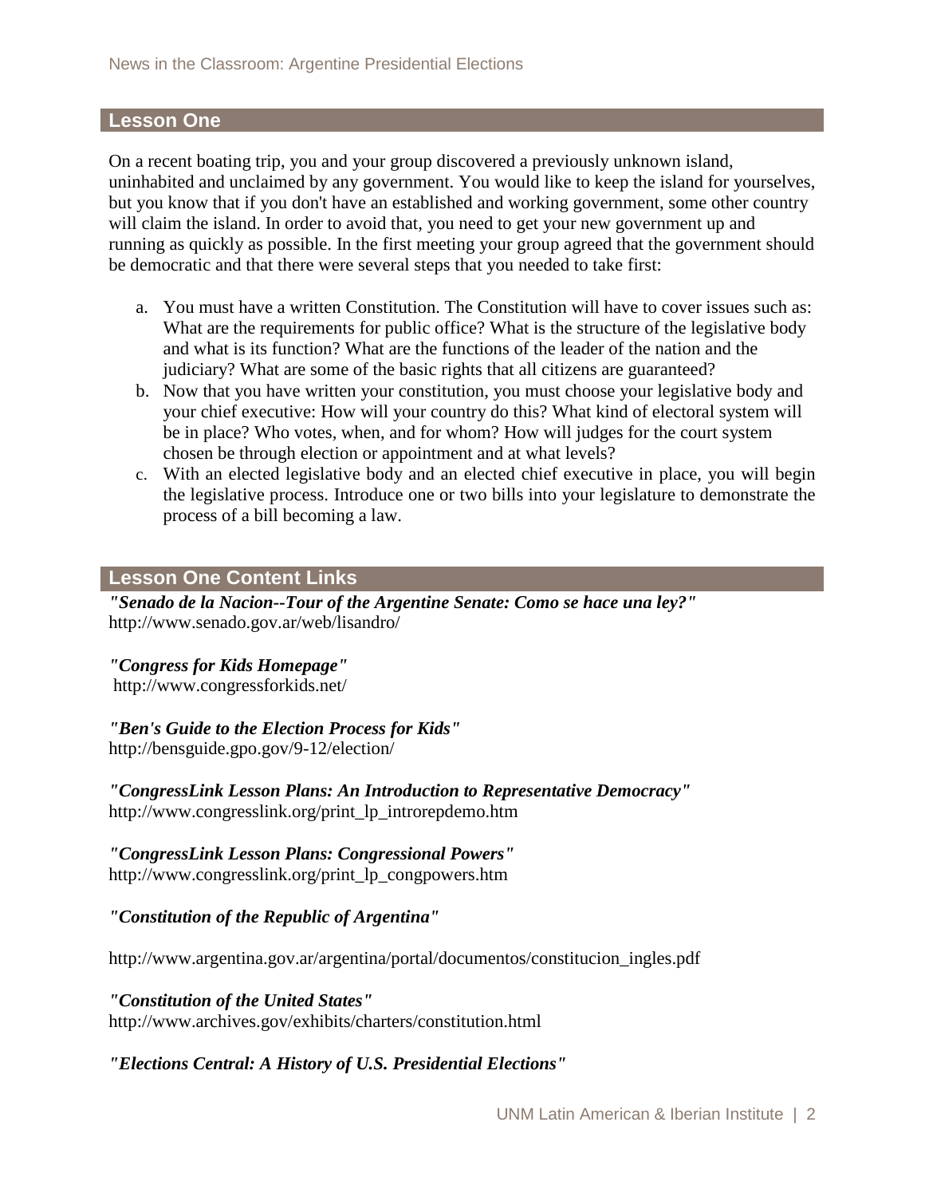## Lesson One

On a recent boating trip, you and your group discovered a previously unknown island, uninhabited and unclaimed by any government. You would like to keep the island for yourselves, but you know that if you don't have an established and working government, some other country will claim the island. In order to avoid that, you need to get your new government up and running as quickly as possible. In the first meeting your group agreed that the government should be democratic and that there were several steps that you needed to take first:

a. You must have a written Constitution. The Constitution will have to cover issues such as: What are the requirements for public office? What is the structure of the legislative body and what is its function? What are the functions of the leader of the nation and the judiciary? What are some of the basic rights that all citizens are guaranteed?
b. Now that you have written your constitution, you must choose your legislative body and your chief executive: How will your country do this? What kind of electoral system will be in place? Who votes, when, and for whom? How will judges for the court system chosen be through election or appointment and at what levels?
c. With an elected legislative body and an elected chief executive in place, you will begin the legislative process. Introduce one or two bills into your legislature to demonstrate the process of a bill becoming a law.

## Lesson One Content Links

***"Senado de la Nacion--Tour of the Argentine Senate: Como se hace una ley?"***
http://www.senado.gov.ar/web/lisandro/

***"Congress for Kids Homepage"***
http://www.congressforkids.net/

***"Ben's Guide to the Election Process for Kids"***
http://bensguide.gpo.gov/9-12/election/

***"CongressLink Lesson Plans: An Introduction to Representative Democracy"***
http://www.congresslink.org/print_lp_introrepdemo.htm

***"CongressLink Lesson Plans: Congressional Powers"***
http://www.congresslink.org/print_lp_congpowers.htm

***"Constitution of the Republic of Argentina"***

http://www.argentina.gov.ar/argentina/portal/documentos/constitucion_ingles.pdf

***"Constitution of the United States"***
http://www.archives.gov/exhibits/charters/constitution.html

***"Elections Central: A History of U.S. Presidential Elections"***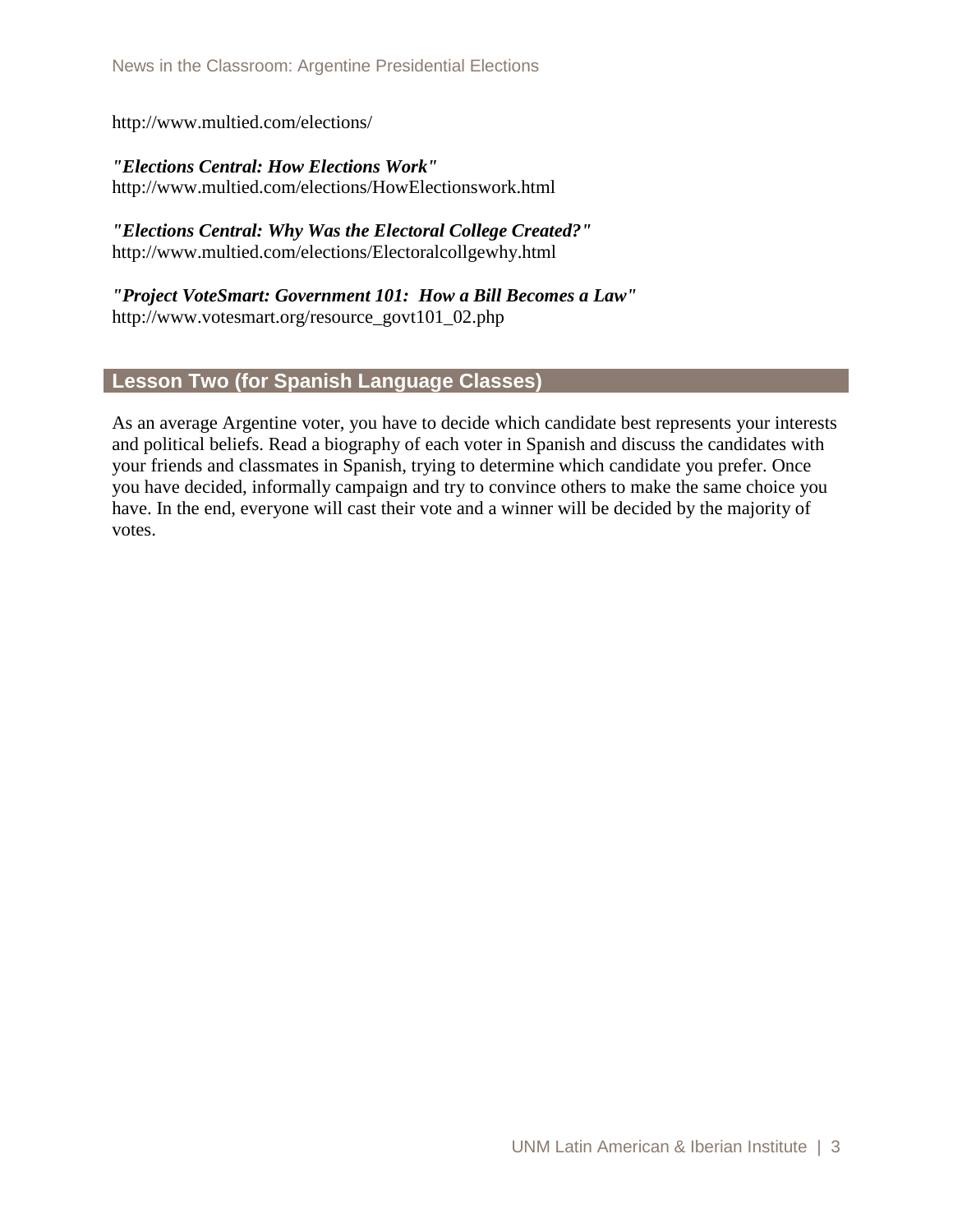http://www.multied.com/elections/

***"Elections Central: How Elections Work"***
http://www.multied.com/elections/HowElectionswork.html

***"Elections Central: Why Was the Electoral College Created?"***
http://www.multied.com/elections/Electoralcollgewhy.html

***"Project VoteSmart: Government 101: How a Bill Becomes a Law"***
http://www.votesmart.org/resource_govt101_02.php

## Lesson Two (for Spanish Language Classes)

As an average Argentine voter, you have to decide which candidate best represents your interests and political beliefs. Read a biography of each voter in Spanish and discuss the candidates with your friends and classmates in Spanish, trying to determine which candidate you prefer. Once you have decided, informally campaign and try to convince others to make the same choice you have. In the end, everyone will cast their vote and a winner will be decided by the majority of votes.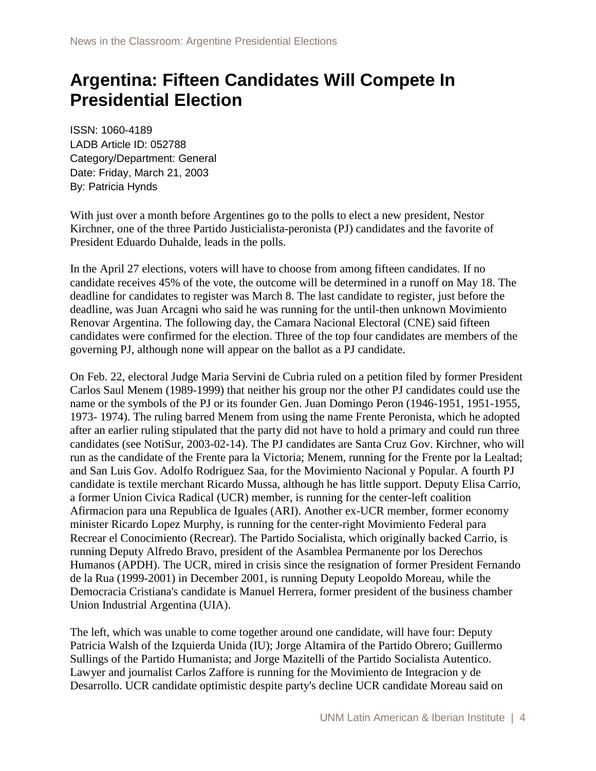# Argentina: Fifteen Candidates Will Compete In Presidential Election

ISSN: 1060-4189
LADB Article ID: 052788
Category/Department: General
Date: Friday, March 21, 2003
By: Patricia Hynds

With just over a month before Argentines go to the polls to elect a new president, Nestor Kirchner, one of the three Partido Justicialista-peronista (PJ) candidates and the favorite of President Eduardo Duhalde, leads in the polls.

In the April 27 elections, voters will have to choose from among fifteen candidates. If no candidate receives 45% of the vote, the outcome will be determined in a runoff on May 18. The deadline for candidates to register was March 8. The last candidate to register, just before the deadline, was Juan Arcagni who said he was running for the until-then unknown Movimiento Renovar Argentina. The following day, the Camara Nacional Electoral (CNE) said fifteen candidates were confirmed for the election. Three of the top four candidates are members of the governing PJ, although none will appear on the ballot as a PJ candidate.

On Feb. 22, electoral Judge Maria Servini de Cubria ruled on a petition filed by former President Carlos Saul Menem (1989-1999) that neither his group nor the other PJ candidates could use the name or the symbols of the PJ or its founder Gen. Juan Domingo Peron (1946-1951, 1951-1955, 1973- 1974). The ruling barred Menem from using the name Frente Peronista, which he adopted after an earlier ruling stipulated that the party did not have to hold a primary and could run three candidates (see NotiSur, 2003-02-14). The PJ candidates are Santa Cruz Gov. Kirchner, who will run as the candidate of the Frente para la Victoria; Menem, running for the Frente por la Lealtad; and San Luis Gov. Adolfo Rodriguez Saa, for the Movimiento Nacional y Popular. A fourth PJ candidate is textile merchant Ricardo Mussa, although he has little support. Deputy Elisa Carrio, a former Union Civica Radical (UCR) member, is running for the center-left coalition Afirmacion para una Republica de Iguales (ARI). Another ex-UCR member, former economy minister Ricardo Lopez Murphy, is running for the center-right Movimiento Federal para Recrear el Conocimiento (Recrear). The Partido Socialista, which originally backed Carrio, is running Deputy Alfredo Bravo, president of the Asamblea Permanente por los Derechos Humanos (APDH). The UCR, mired in crisis since the resignation of former President Fernando de la Rua (1999-2001) in December 2001, is running Deputy Leopoldo Moreau, while the Democracia Cristiana's candidate is Manuel Herrera, former president of the business chamber Union Industrial Argentina (UIA).

The left, which was unable to come together around one candidate, will have four: Deputy Patricia Walsh of the Izquierda Unida (IU); Jorge Altamira of the Partido Obrero; Guillermo Sullings of the Partido Humanista; and Jorge Mazitelli of the Partido Socialista Autentico. Lawyer and journalist Carlos Zaffore is running for the Movimiento de Integracion y de Desarrollo. UCR candidate optimistic despite party's decline UCR candidate Moreau said on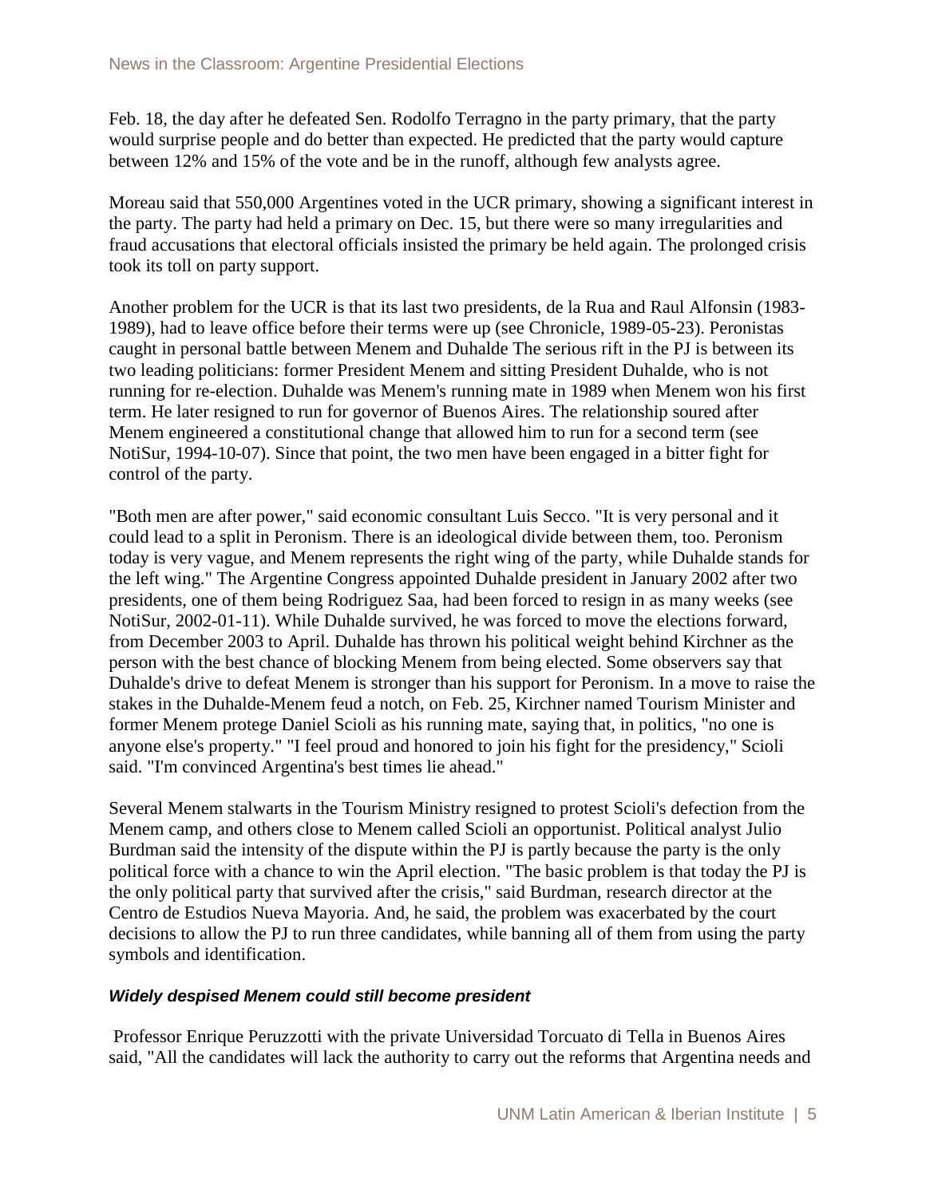Feb. 18, the day after he defeated Sen. Rodolfo Terragno in the party primary, that the party would surprise people and do better than expected. He predicted that the party would capture between 12% and 15% of the vote and be in the runoff, although few analysts agree.

Moreau said that 550,000 Argentines voted in the UCR primary, showing a significant interest in the party. The party had held a primary on Dec. 15, but there were so many irregularities and fraud accusations that electoral officials insisted the primary be held again. The prolonged crisis took its toll on party support.

Another problem for the UCR is that its last two presidents, de la Rua and Raul Alfonsin (1983-1989), had to leave office before their terms were up (see Chronicle, 1989-05-23). Peronistas caught in personal battle between Menem and Duhalde The serious rift in the PJ is between its two leading politicians: former President Menem and sitting President Duhalde, who is not running for re-election. Duhalde was Menem's running mate in 1989 when Menem won his first term. He later resigned to run for governor of Buenos Aires. The relationship soured after Menem engineered a constitutional change that allowed him to run for a second term (see NotiSur, 1994-10-07). Since that point, the two men have been engaged in a bitter fight for control of the party.

"Both men are after power," said economic consultant Luis Secco. "It is very personal and it could lead to a split in Peronism. There is an ideological divide between them, too. Peronism today is very vague, and Menem represents the right wing of the party, while Duhalde stands for the left wing." The Argentine Congress appointed Duhalde president in January 2002 after two presidents, one of them being Rodriguez Saa, had been forced to resign in as many weeks (see NotiSur, 2002-01-11). While Duhalde survived, he was forced to move the elections forward, from December 2003 to April. Duhalde has thrown his political weight behind Kirchner as the person with the best chance of blocking Menem from being elected. Some observers say that Duhalde's drive to defeat Menem is stronger than his support for Peronism. In a move to raise the stakes in the Duhalde-Menem feud a notch, on Feb. 25, Kirchner named Tourism Minister and former Menem protege Daniel Scioli as his running mate, saying that, in politics, "no one is anyone else's property." "I feel proud and honored to join his fight for the presidency," Scioli said. "I'm convinced Argentina's best times lie ahead."

Several Menem stalwarts in the Tourism Ministry resigned to protest Scioli's defection from the Menem camp, and others close to Menem called Scioli an opportunist. Political analyst Julio Burdman said the intensity of the dispute within the PJ is partly because the party is the only political force with a chance to win the April election. "The basic problem is that today the PJ is the only political party that survived after the crisis," said Burdman, research director at the Centro de Estudios Nueva Mayoria. And, he said, the problem was exacerbated by the court decisions to allow the PJ to run three candidates, while banning all of them from using the party symbols and identification.

### *Widely despised Menem could still become president*

Professor Enrique Peruzzotti with the private Universidad Torcuato di Tella in Buenos Aires said, "All the candidates will lack the authority to carry out the reforms that Argentina needs and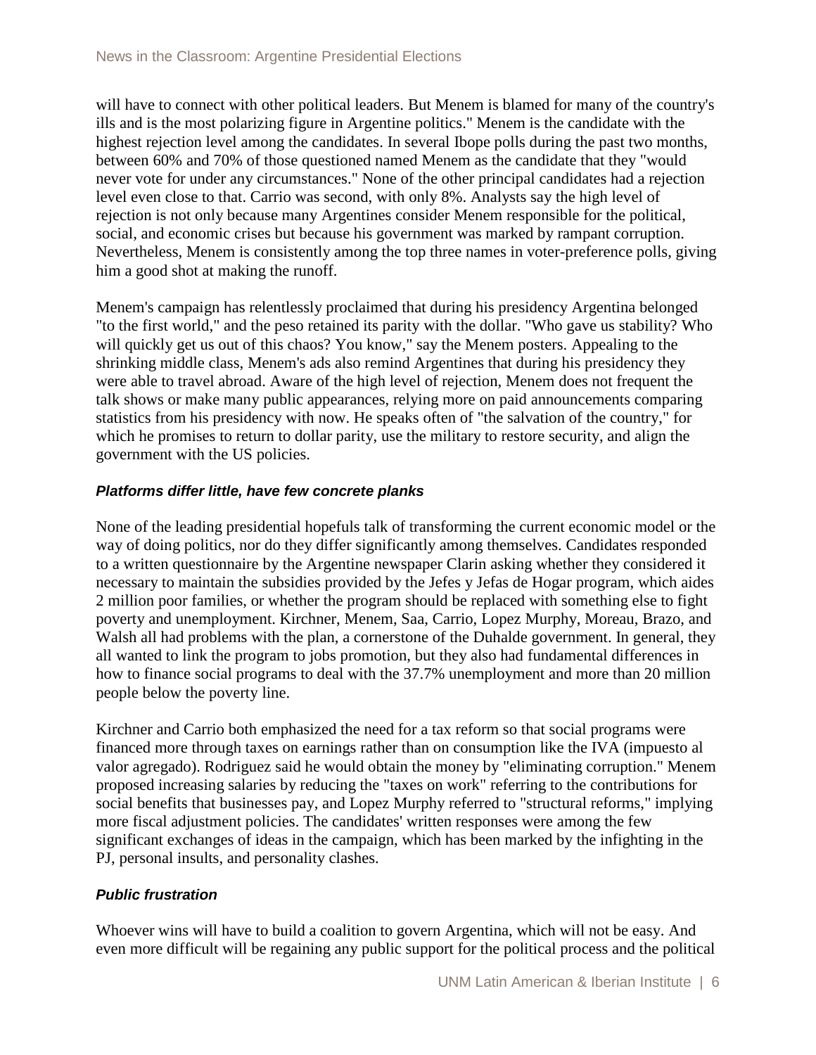will have to connect with other political leaders. But Menem is blamed for many of the country's ills and is the most polarizing figure in Argentine politics." Menem is the candidate with the highest rejection level among the candidates. In several Ibope polls during the past two months, between 60% and 70% of those questioned named Menem as the candidate that they "would never vote for under any circumstances." None of the other principal candidates had a rejection level even close to that. Carrio was second, with only 8%. Analysts say the high level of rejection is not only because many Argentines consider Menem responsible for the political, social, and economic crises but because his government was marked by rampant corruption. Nevertheless, Menem is consistently among the top three names in voter-preference polls, giving him a good shot at making the runoff.

Menem's campaign has relentlessly proclaimed that during his presidency Argentina belonged "to the first world," and the peso retained its parity with the dollar. "Who gave us stability? Who will quickly get us out of this chaos? You know," say the Menem posters. Appealing to the shrinking middle class, Menem's ads also remind Argentines that during his presidency they were able to travel abroad. Aware of the high level of rejection, Menem does not frequent the talk shows or make many public appearances, relying more on paid announcements comparing statistics from his presidency with now. He speaks often of "the salvation of the country," for which he promises to return to dollar parity, use the military to restore security, and align the government with the US policies.

### *Platforms differ little, have few concrete planks*

None of the leading presidential hopefuls talk of transforming the current economic model or the way of doing politics, nor do they differ significantly among themselves. Candidates responded to a written questionnaire by the Argentine newspaper Clarin asking whether they considered it necessary to maintain the subsidies provided by the Jefes y Jefas de Hogar program, which aides 2 million poor families, or whether the program should be replaced with something else to fight poverty and unemployment. Kirchner, Menem, Saa, Carrio, Lopez Murphy, Moreau, Brazo, and Walsh all had problems with the plan, a cornerstone of the Duhalde government. In general, they all wanted to link the program to jobs promotion, but they also had fundamental differences in how to finance social programs to deal with the 37.7% unemployment and more than 20 million people below the poverty line.

Kirchner and Carrio both emphasized the need for a tax reform so that social programs were financed more through taxes on earnings rather than on consumption like the IVA (impuesto al valor agregado). Rodriguez said he would obtain the money by "eliminating corruption." Menem proposed increasing salaries by reducing the "taxes on work" referring to the contributions for social benefits that businesses pay, and Lopez Murphy referred to "structural reforms," implying more fiscal adjustment policies. The candidates' written responses were among the few significant exchanges of ideas in the campaign, which has been marked by the infighting in the PJ, personal insults, and personality clashes.

### *Public frustration*

Whoever wins will have to build a coalition to govern Argentina, which will not be easy. And even more difficult will be regaining any public support for the political process and the political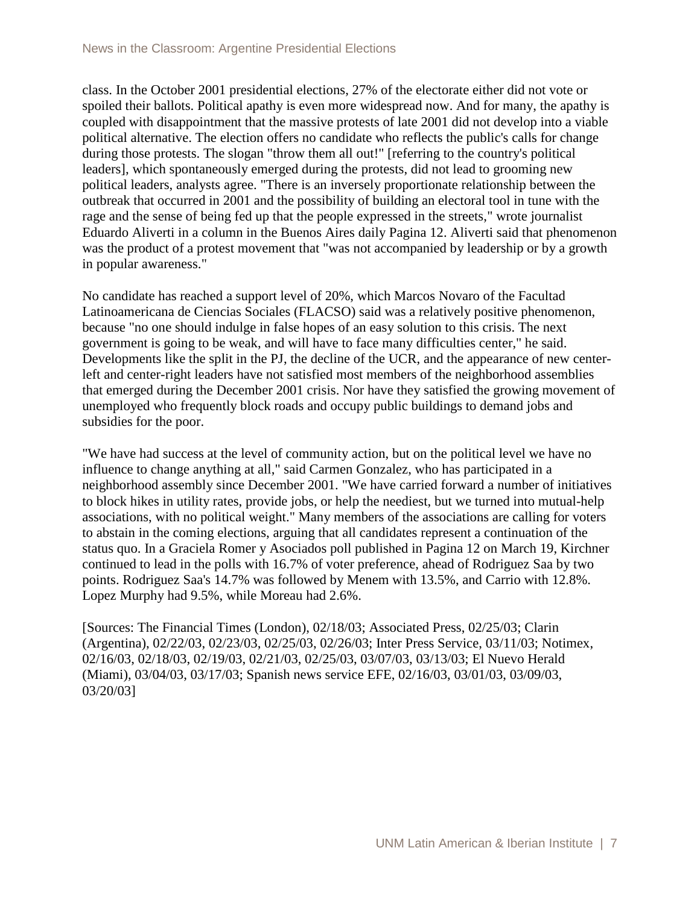class. In the October 2001 presidential elections, 27% of the electorate either did not vote or spoiled their ballots. Political apathy is even more widespread now. And for many, the apathy is coupled with disappointment that the massive protests of late 2001 did not develop into a viable political alternative. The election offers no candidate who reflects the public's calls for change during those protests. The slogan "throw them all out!" [referring to the country's political leaders], which spontaneously emerged during the protests, did not lead to grooming new political leaders, analysts agree. "There is an inversely proportionate relationship between the outbreak that occurred in 2001 and the possibility of building an electoral tool in tune with the rage and the sense of being fed up that the people expressed in the streets," wrote journalist Eduardo Aliverti in a column in the Buenos Aires daily Pagina 12. Aliverti said that phenomenon was the product of a protest movement that "was not accompanied by leadership or by a growth in popular awareness."

No candidate has reached a support level of 20%, which Marcos Novaro of the Facultad Latinoamericana de Ciencias Sociales (FLACSO) said was a relatively positive phenomenon, because "no one should indulge in false hopes of an easy solution to this crisis. The next government is going to be weak, and will have to face many difficulties center," he said. Developments like the split in the PJ, the decline of the UCR, and the appearance of new center-left and center-right leaders have not satisfied most members of the neighborhood assemblies that emerged during the December 2001 crisis. Nor have they satisfied the growing movement of unemployed who frequently block roads and occupy public buildings to demand jobs and subsidies for the poor.

"We have had success at the level of community action, but on the political level we have no influence to change anything at all," said Carmen Gonzalez, who has participated in a neighborhood assembly since December 2001. "We have carried forward a number of initiatives to block hikes in utility rates, provide jobs, or help the neediest, but we turned into mutual-help associations, with no political weight." Many members of the associations are calling for voters to abstain in the coming elections, arguing that all candidates represent a continuation of the status quo. In a Graciela Romer y Asociados poll published in Pagina 12 on March 19, Kirchner continued to lead in the polls with 16.7% of voter preference, ahead of Rodriguez Saa by two points. Rodriguez Saa's 14.7% was followed by Menem with 13.5%, and Carrio with 12.8%. Lopez Murphy had 9.5%, while Moreau had 2.6%.

[Sources: The Financial Times (London), 02/18/03; Associated Press, 02/25/03; Clarin (Argentina), 02/22/03, 02/23/03, 02/25/03, 02/26/03; Inter Press Service, 03/11/03; Notimex, 02/16/03, 02/18/03, 02/19/03, 02/21/03, 02/25/03, 03/07/03, 03/13/03; El Nuevo Herald (Miami), 03/04/03, 03/17/03; Spanish news service EFE, 02/16/03, 03/01/03, 03/09/03, 03/20/03]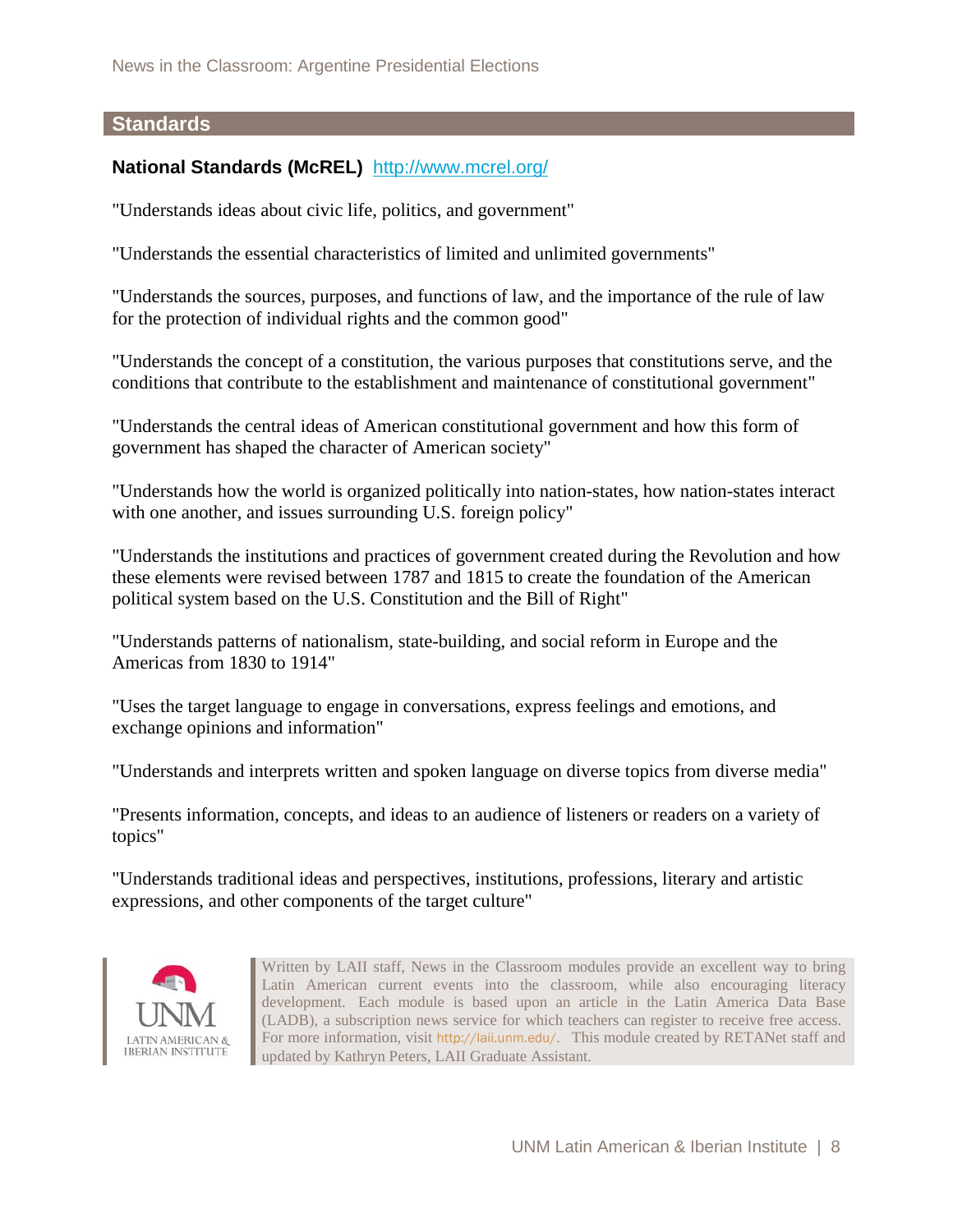## Standards

**National Standards (McREL)** http://www.mcrel.org/

"Understands ideas about civic life, politics, and government"

"Understands the essential characteristics of limited and unlimited governments"

"Understands the sources, purposes, and functions of law, and the importance of the rule of law for the protection of individual rights and the common good"

"Understands the concept of a constitution, the various purposes that constitutions serve, and the conditions that contribute to the establishment and maintenance of constitutional government"

"Understands the central ideas of American constitutional government and how this form of government has shaped the character of American society"

"Understands how the world is organized politically into nation-states, how nation-states interact with one another, and issues surrounding U.S. foreign policy"

"Understands the institutions and practices of government created during the Revolution and how these elements were revised between 1787 and 1815 to create the foundation of the American political system based on the U.S. Constitution and the Bill of Right"

"Understands patterns of nationalism, state-building, and social reform in Europe and the Americas from 1830 to 1914"

"Uses the target language to engage in conversations, express feelings and emotions, and exchange opinions and information"

"Understands and interprets written and spoken language on diverse topics from diverse media"

"Presents information, concepts, and ideas to an audience of listeners or readers on a variety of topics"

"Understands traditional ideas and perspectives, institutions, professions, literary and artistic expressions, and other components of the target culture"

UNM LATIN AMERICAN & IBERIAN INSTITUTE

Written by LAII staff, News in the Classroom modules provide an excellent way to bring Latin American current events into the classroom, while also encouraging literacy development. Each module is based upon an article in the Latin America Data Base (LADB), a subscription news service for which teachers can register to receive free access. For more information, visit http://laii.unm.edu/. This module created by RETANet staff and updated by Kathryn Peters, LAII Graduate Assistant.